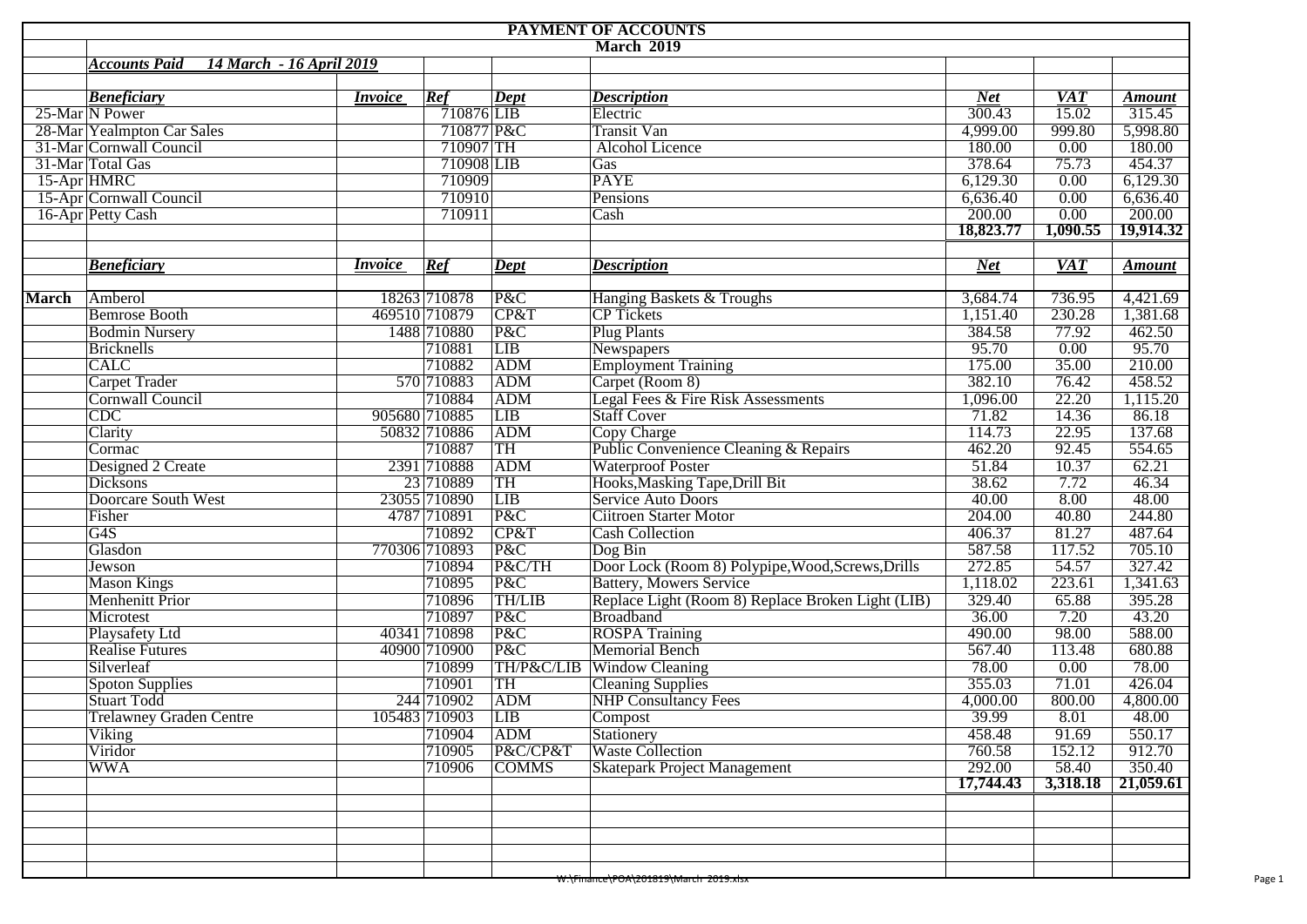# PAYMENT OF ACCOUNTS

## March 2019

***Accounts Paid 14 March - 16 April 2019***

| | *Beneficiary* | *Invoice* | *Ref* | *Dept* | *Description* | *Net* | *VAT* | *Amount* |
|---|---|---|---|---|---|---|---|---|
| 25-Mar | N Power | | 710876 | LIB | Electric | 300.43 | 15.02 | 315.45 |
| 28-Mar | Yealmpton Car Sales | | 710877 | P&C | Transit Van | 4,999.00 | 999.80 | 5,998.80 |
| 31-Mar | Cornwall Council | | 710907 | TH | Alcohol Licence | 180.00 | 0.00 | 180.00 |
| 31-Mar | Total Gas | | 710908 | LIB | Gas | 378.64 | 75.73 | 454.37 |
| 15-Apr | HMRC | | 710909 | | PAYE | 6,129.30 | 0.00 | 6,129.30 |
| 15-Apr | Cornwall Council | | 710910 | | Pensions | 6,636.40 | 0.00 | 6,636.40 |
| 16-Apr | Petty Cash | | 710911 | | Cash | 200.00 | 0.00 | 200.00 |
| | | | | | | **18,823.77** | **1,090.55** | **19,914.32** |

| | *Beneficiary* | *Invoice* | *Ref* | *Dept* | *Description* | *Net* | *VAT* | *Amount* |
|---|---|---|---|---|---|---|---|---|
| **March** | Amberol | 18263 | 710878 | P&C | Hanging Baskets & Troughs | 3,684.74 | 736.95 | 4,421.69 |
| | Bemrose Booth | 469510 | 710879 | CP&T | CP Tickets | 1,151.40 | 230.28 | 1,381.68 |
| | Bodmin Nursery | 1488 | 710880 | P&C | Plug Plants | 384.58 | 77.92 | 462.50 |
| | Bricknells | | 710881 | LIB | Newspapers | 95.70 | 0.00 | 95.70 |
| | CALC | | 710882 | ADM | Employment Training | 175.00 | 35.00 | 210.00 |
| | Carpet Trader | 570 | 710883 | ADM | Carpet (Room 8) | 382.10 | 76.42 | 458.52 |
| | Cornwall Council | | 710884 | ADM | Legal Fees & Fire Risk Assessments | 1,096.00 | 22.20 | 1,115.20 |
| | CDC | 905680 | 710885 | LIB | Staff Cover | 71.82 | 14.36 | 86.18 |
| | Clarity | 50832 | 710886 | ADM | Copy Charge | 114.73 | 22.95 | 137.68 |
| | Cormac | | 710887 | TH | Public Convenience Cleaning & Repairs | 462.20 | 92.45 | 554.65 |
| | Designed 2 Create | 2391 | 710888 | ADM | Waterproof Poster | 51.84 | 10.37 | 62.21 |
| | Dicksons | 23 | 710889 | TH | Hooks,Masking Tape,Drill Bit | 38.62 | 7.72 | 46.34 |
| | Doorcare South West | 23055 | 710890 | LIB | Service Auto Doors | 40.00 | 8.00 | 48.00 |
| | Fisher | 4787 | 710891 | P&C | Ciitroen Starter Motor | 204.00 | 40.80 | 244.80 |
| | G4S | | 710892 | CP&T | Cash Collection | 406.37 | 81.27 | 487.64 |
| | Glasdon | 770306 | 710893 | P&C | Dog Bin | 587.58 | 117.52 | 705.10 |
| | Jewson | | 710894 | P&C/TH | Door Lock (Room 8) Polypipe,Wood,Screws,Drills | 272.85 | 54.57 | 327.42 |
| | Mason Kings | | 710895 | P&C | Battery, Mowers Service | 1,118.02 | 223.61 | 1,341.63 |
| | Menhenitt Prior | | 710896 | TH/LIB | Replace Light (Room 8) Replace Broken Light (LIB) | 329.40 | 65.88 | 395.28 |
| | Microtest | | 710897 | P&C | Broadband | 36.00 | 7.20 | 43.20 |
| | Playsafety Ltd | 40341 | 710898 | P&C | ROSPA Training | 490.00 | 98.00 | 588.00 |
| | Realise Futures | 40900 | 710900 | P&C | Memorial Bench | 567.40 | 113.48 | 680.88 |
| | Silverleaf | | 710899 | TH/P&C/LIB | Window Cleaning | 78.00 | 0.00 | 78.00 |
| | Spoton Supplies | | 710901 | TH | Cleaning Supplies | 355.03 | 71.01 | 426.04 |
| | Stuart Todd | 244 | 710902 | ADM | NHP Consultancy Fees | 4,000.00 | 800.00 | 4,800.00 |
| | Trelawney Graden Centre | 105483 | 710903 | LIB | Compost | 39.99 | 8.01 | 48.00 |
| | Viking | | 710904 | ADM | Stationery | 458.48 | 91.69 | 550.17 |
| | Viridor | | 710905 | P&C/CP&T | Waste Collection | 760.58 | 152.12 | 912.70 |
| | WWA | | 710906 | COMMS | Skatepark Project Management | 292.00 | 58.40 | 350.40 |
| | | | | | | **17,744.43** | **3,318.18** | **21,059.61** |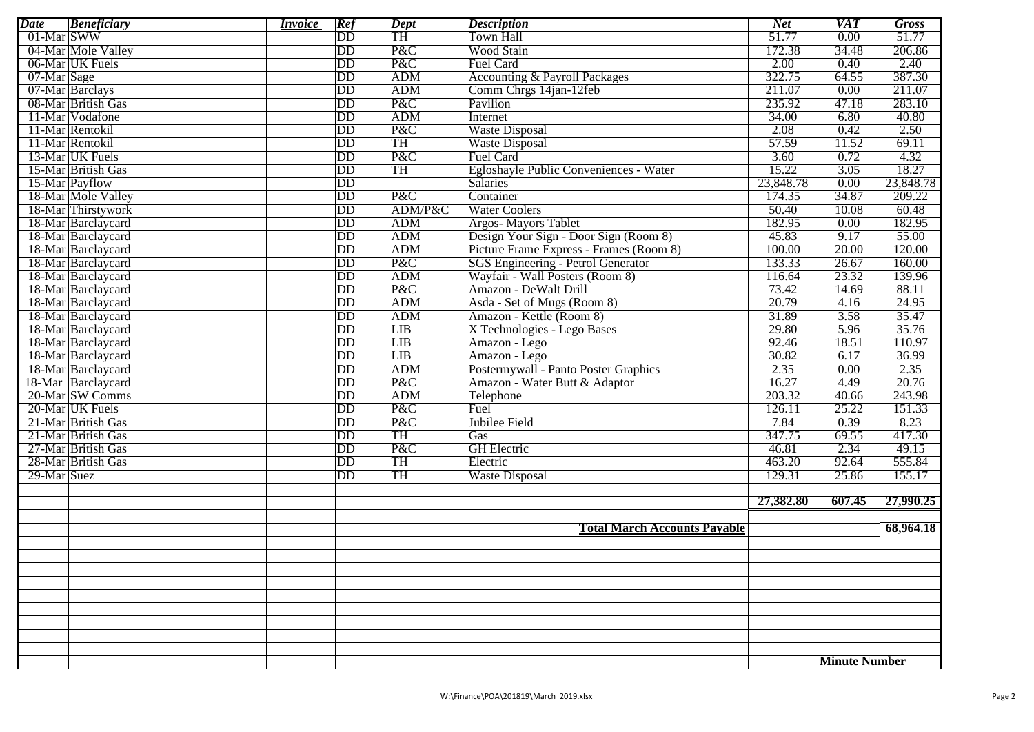| *Date* | *Beneficiary* | *Invoice* | *Ref* | *Dept* | *Description* | *Net* | *VAT* | *Gross* |
|---|---|---|---|---|---|---|---|---|
| 01-Mar | SWW | | DD | TH | Town Hall | 51.77 | 0.00 | 51.77 |
| 04-Mar | Mole Valley | | DD | P&C | Wood Stain | 172.38 | 34.48 | 206.86 |
| 06-Mar | UK Fuels | | DD | P&C | Fuel Card | 2.00 | 0.40 | 2.40 |
| 07-Mar | Sage | | DD | ADM | Accounting & Payroll Packages | 322.75 | 64.55 | 387.30 |
| 07-Mar | Barclays | | DD | ADM | Comm Chrgs 14jan-12feb | 211.07 | 0.00 | 211.07 |
| 08-Mar | British Gas | | DD | P&C | Pavilion | 235.92 | 47.18 | 283.10 |
| 11-Mar | Vodafone | | DD | ADM | Internet | 34.00 | 6.80 | 40.80 |
| 11-Mar | Rentokil | | DD | P&C | Waste Disposal | 2.08 | 0.42 | 2.50 |
| 11-Mar | Rentokil | | DD | TH | Waste Disposal | 57.59 | 11.52 | 69.11 |
| 13-Mar | UK Fuels | | DD | P&C | Fuel Card | 3.60 | 0.72 | 4.32 |
| 15-Mar | British Gas | | DD | TH | Egloshayle Public Conveniences - Water | 15.22 | 3.05 | 18.27 |
| 15-Mar | Payflow | | DD | | Salaries | 23,848.78 | 0.00 | 23,848.78 |
| 18-Mar | Mole Valley | | DD | P&C | Container | 174.35 | 34.87 | 209.22 |
| 18-Mar | Thirstywork | | DD | ADM/P&C | Water Coolers | 50.40 | 10.08 | 60.48 |
| 18-Mar | Barclaycard | | DD | ADM | Argos- Mayors Tablet | 182.95 | 0.00 | 182.95 |
| 18-Mar | Barclaycard | | DD | ADM | Design Your Sign - Door Sign (Room 8) | 45.83 | 9.17 | 55.00 |
| 18-Mar | Barclaycard | | DD | ADM | Picture Frame Express - Frames (Room 8) | 100.00 | 20.00 | 120.00 |
| 18-Mar | Barclaycard | | DD | P&C | SGS Engineering - Petrol Generator | 133.33 | 26.67 | 160.00 |
| 18-Mar | Barclaycard | | DD | ADM | Wayfair - Wall Posters (Room 8) | 116.64 | 23.32 | 139.96 |
| 18-Mar | Barclaycard | | DD | P&C | Amazon - DeWalt Drill | 73.42 | 14.69 | 88.11 |
| 18-Mar | Barclaycard | | DD | ADM | Asda - Set of Mugs (Room 8) | 20.79 | 4.16 | 24.95 |
| 18-Mar | Barclaycard | | DD | ADM | Amazon - Kettle (Room 8) | 31.89 | 3.58 | 35.47 |
| 18-Mar | Barclaycard | | DD | LIB | X Technologies - Lego Bases | 29.80 | 5.96 | 35.76 |
| 18-Mar | Barclaycard | | DD | LIB | Amazon - Lego | 92.46 | 18.51 | 110.97 |
| 18-Mar | Barclaycard | | DD | LIB | Amazon - Lego | 30.82 | 6.17 | 36.99 |
| 18-Mar | Barclaycard | | DD | ADM | Postermywall - Panto Poster Graphics | 2.35 | 0.00 | 2.35 |
| 18-Mar | Barclaycard | | DD | P&C | Amazon - Water Butt & Adaptor | 16.27 | 4.49 | 20.76 |
| 20-Mar | SW Comms | | DD | ADM | Telephone | 203.32 | 40.66 | 243.98 |
| 20-Mar | UK Fuels | | DD | P&C | Fuel | 126.11 | 25.22 | 151.33 |
| 21-Mar | British Gas | | DD | P&C | Jubilee Field | 7.84 | 0.39 | 8.23 |
| 21-Mar | British Gas | | DD | TH | Gas | 347.75 | 69.55 | 417.30 |
| 27-Mar | British Gas | | DD | P&C | GH Electric | 46.81 | 2.34 | 49.15 |
| 28-Mar | British Gas | | DD | TH | Electric | 463.20 | 92.64 | 555.84 |
| 29-Mar | Suez | | DD | TH | Waste Disposal | 129.31 | 25.86 | 155.17 |
| | | | | | | **27,382.80** | **607.45** | **27,990.25** |
| | | | | | **Total March Accounts Payable** | | | **68,964.18** |
| | | | | | | | **Minute Number** | |